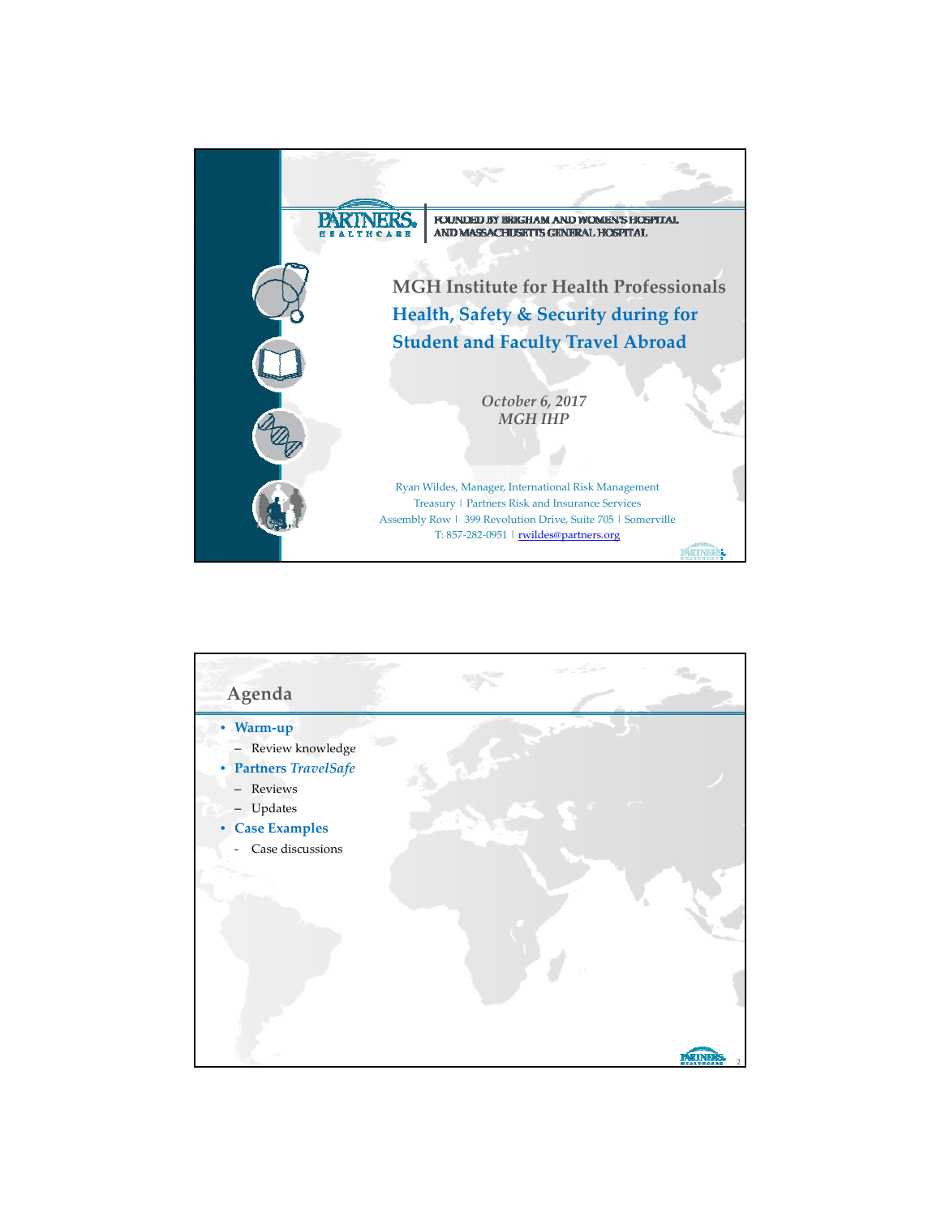PARTNERS HEALTHCARE | FOUNDED BY BRIGHAM AND WOMEN'S HOSPITAL AND MASSACHUSETTS GENERAL HOSPITAL

# MGH Institute for Health Professionals

## Health, Safety & Security during for Student and Faculty Travel Abroad

*October 6, 2017*
*MGH IHP*

Ryan Wildes, Manager, International Risk Management
Treasury | Partners Risk and Insurance Services
Assembly Row | 399 Revolution Drive, Suite 705 | Somerville
T: 857-282-0951 | rwildes@partners.org

## Agenda

- **Warm-up**
  - Review knowledge
- **Partners *TravelSafe***
  - Reviews
  - Updates
- **Case Examples**
  - Case discussions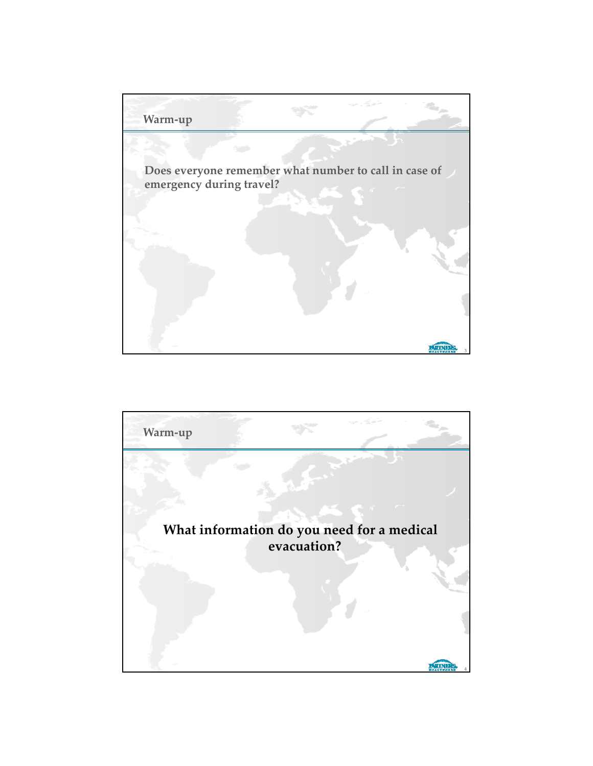## Warm-up

Does everyone remember what number to call in case of emergency during travel?

## Warm-up

**What information do you need for a medical evacuation?**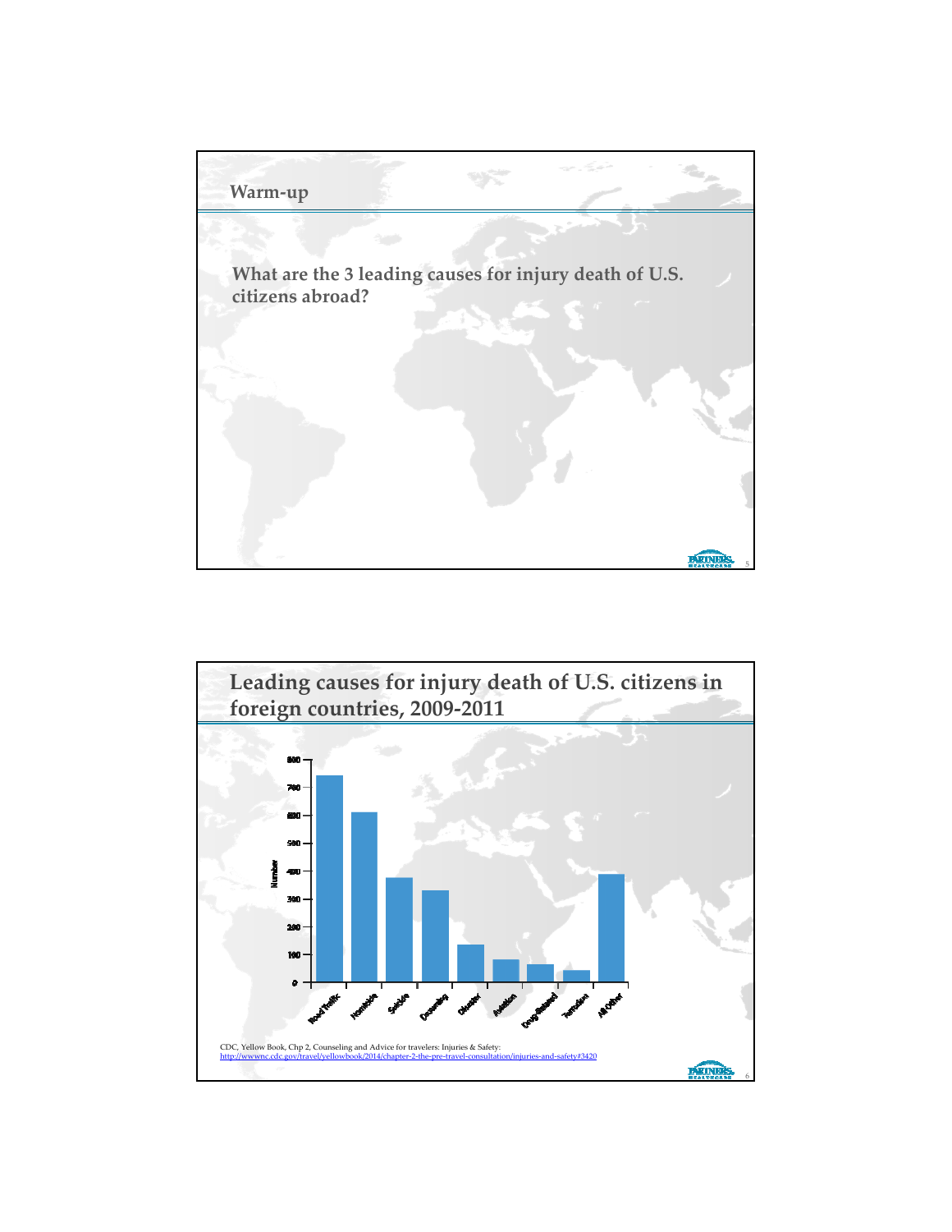## Warm-up

**What are the 3 leading causes for injury death of U.S. citizens abroad?**

## Leading causes for injury death of U.S. citizens in foreign countries, 2009-2011

| Cause | Number (approx.) |
|---|---|
| Road Traffic | ~740 |
| Homicide | ~610 |
| Suicide | ~375 |
| Drowning | ~330 |
| Disaster | ~135 |
| Aviation | ~80 |
| Drug-Related | ~65 |
| Terrorism | ~40 |
| All Other | ~390 |

CDC, Yellow Book, Chp 2, Counseling and Advice for travelers: Injuries & Safety: http://wwwnc.cdc.gov/travel/yellowbook/2014/chapter-2-the-pre-travel-consultation/injuries-and-safety#3420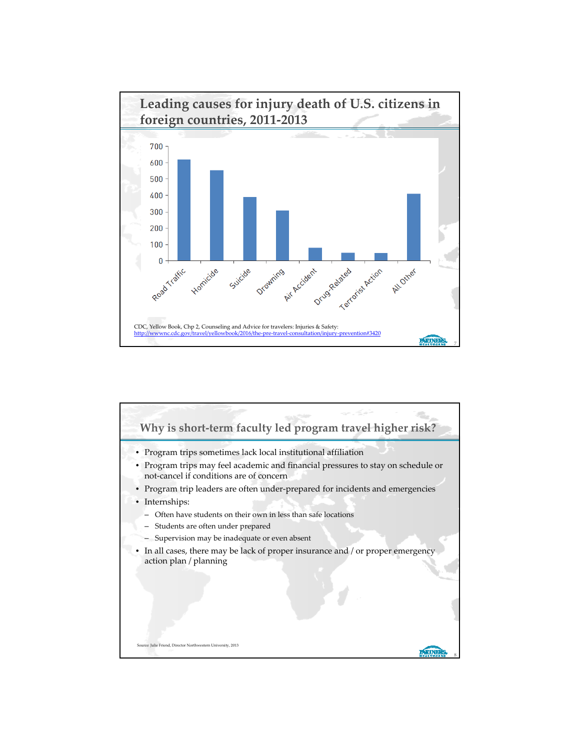## Leading causes for injury death of U.S. citizens in foreign countries, 2011-2013

| Cause | Deaths (approx.) |
|---|---|
| Road Traffic | 620 |
| Homicide | 555 |
| Suicide | 390 |
| Drowning | 310 |
| Air Accident | 80 |
| Drug-Related | 50 |
| Terrorist Action | 50 |
| All Other | 410 |

CDC, Yellow Book, Chp 2, Counseling and Advice for travelers: Injuries & Safety: http://wwwnc.cdc.gov/travel/yellowbook/2016/the-pre-travel-consultation/injury-prevention#3420

## Why is short-term faculty led program travel higher risk?

- Program trips sometimes lack local institutional affiliation
- Program trips may feel academic and financial pressures to stay on schedule or not-cancel if conditions are of concern
- Program trip leaders are often under-prepared for incidents and emergencies
- Internships:
  - Often have students on their own in less than safe locations
  - Students are often under prepared
  - Supervision may be inadequate or even absent
- In all cases, there may be lack of proper insurance and / or proper emergency action plan / planning

Source: Julie Friend, Director Northwestern University, 2013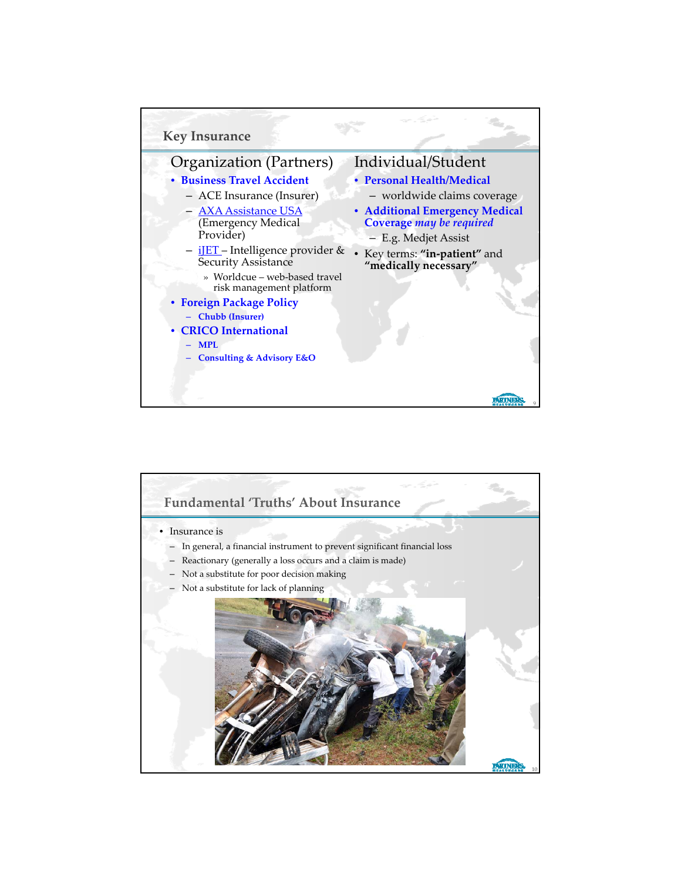## Key Insurance

### Organization (Partners)

- **Business Travel Accident**
  - ACE Insurance (Insurer)
  - AXA Assistance USA (Emergency Medical Provider)
  - iJET – Intelligence provider & Security Assistance
    - » Worldcue – web-based travel risk management platform
- **Foreign Package Policy**
  - **Chubb (Insurer)**
- **CRICO International**
  - **MPL**
  - **Consulting & Advisory E&O**

### Individual/Student

- **Personal Health/Medical**
  - worldwide claims coverage
- **Additional Emergency Medical Coverage *may be required***
  - E.g. Medjet Assist
- Key terms: **"in-patient"** and **"medically necessary"**

## Fundamental 'Truths' About Insurance

- Insurance is
  - In general, a financial instrument to prevent significant financial loss
  - Reactionary (generally a loss occurs and a claim is made)
  - Not a substitute for poor decision making
  - Not a substitute for lack of planning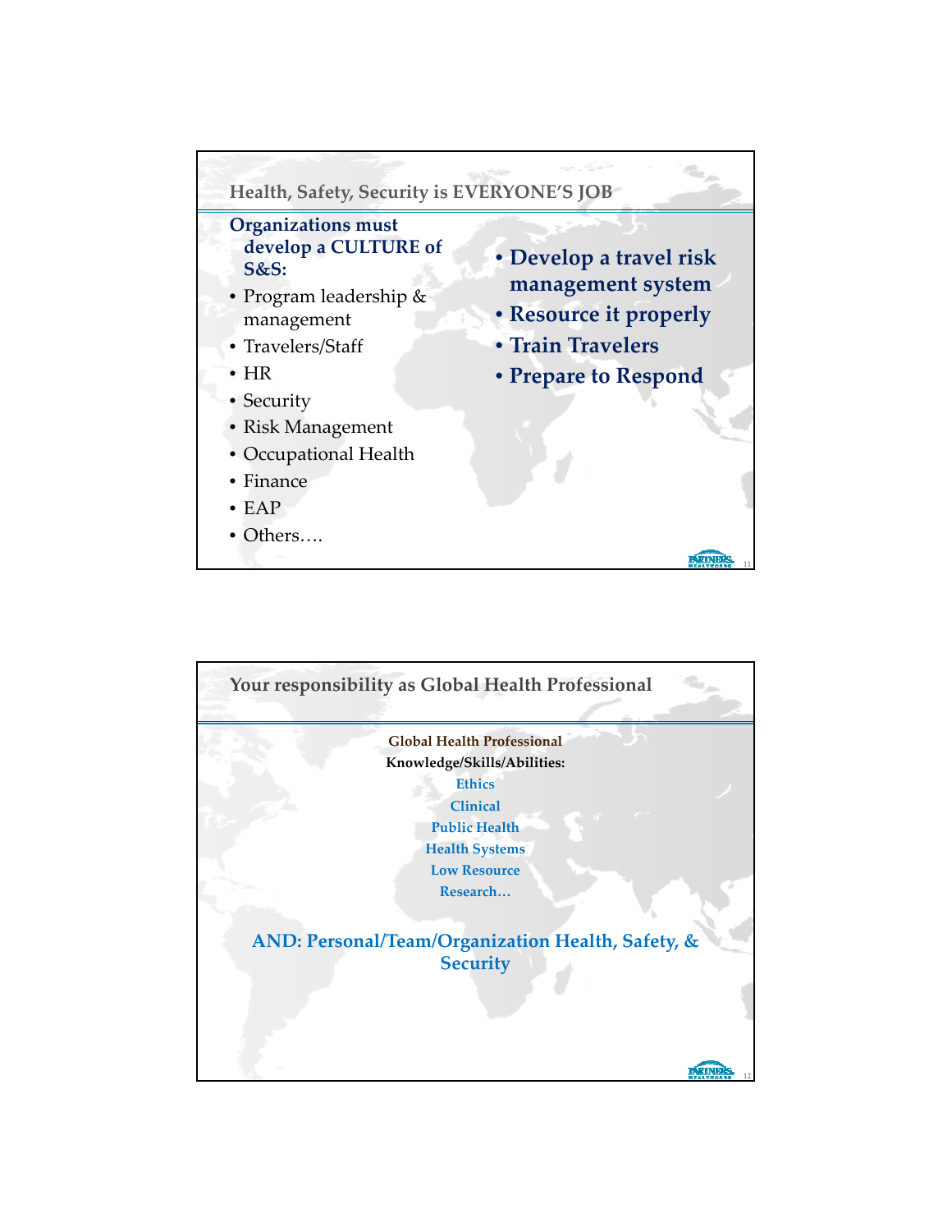## Health, Safety, Security is EVERYONE'S JOB

**Organizations must develop a CULTURE of S&S:**

- Program leadership & management
- Travelers/Staff
- HR
- Security
- Risk Management
- Occupational Health
- Finance
- EAP
- Others….

- **Develop a travel risk management system**
- **Resource it properly**
- **Train Travelers**
- **Prepare to Respond**

## Your responsibility as Global Health Professional

**Global Health Professional**

**Knowledge/Skills/Abilities:**

**Ethics**

**Clinical**

**Public Health**

**Health Systems**

**Low Resource**

**Research…**

**AND: Personal/Team/Organization Health, Safety, & Security**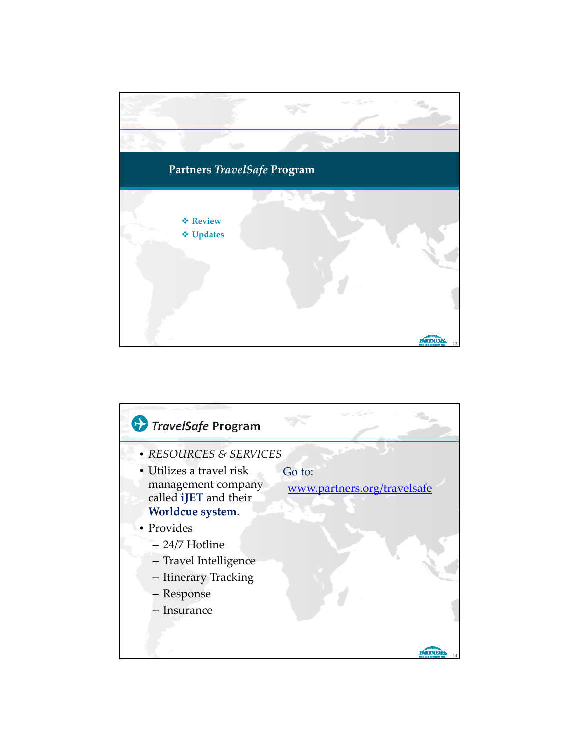## Partners *TravelSafe* Program

- Review
- Updates

## *TravelSafe* Program

- *RESOURCES & SERVICES*
- Utilizes a travel risk management company called **iJET** and their **Worldcue system**.
- Provides
  - 24/7 Hotline
  - Travel Intelligence
  - Itinerary Tracking
  - Response
  - Insurance

Go to: www.partners.org/travelsafe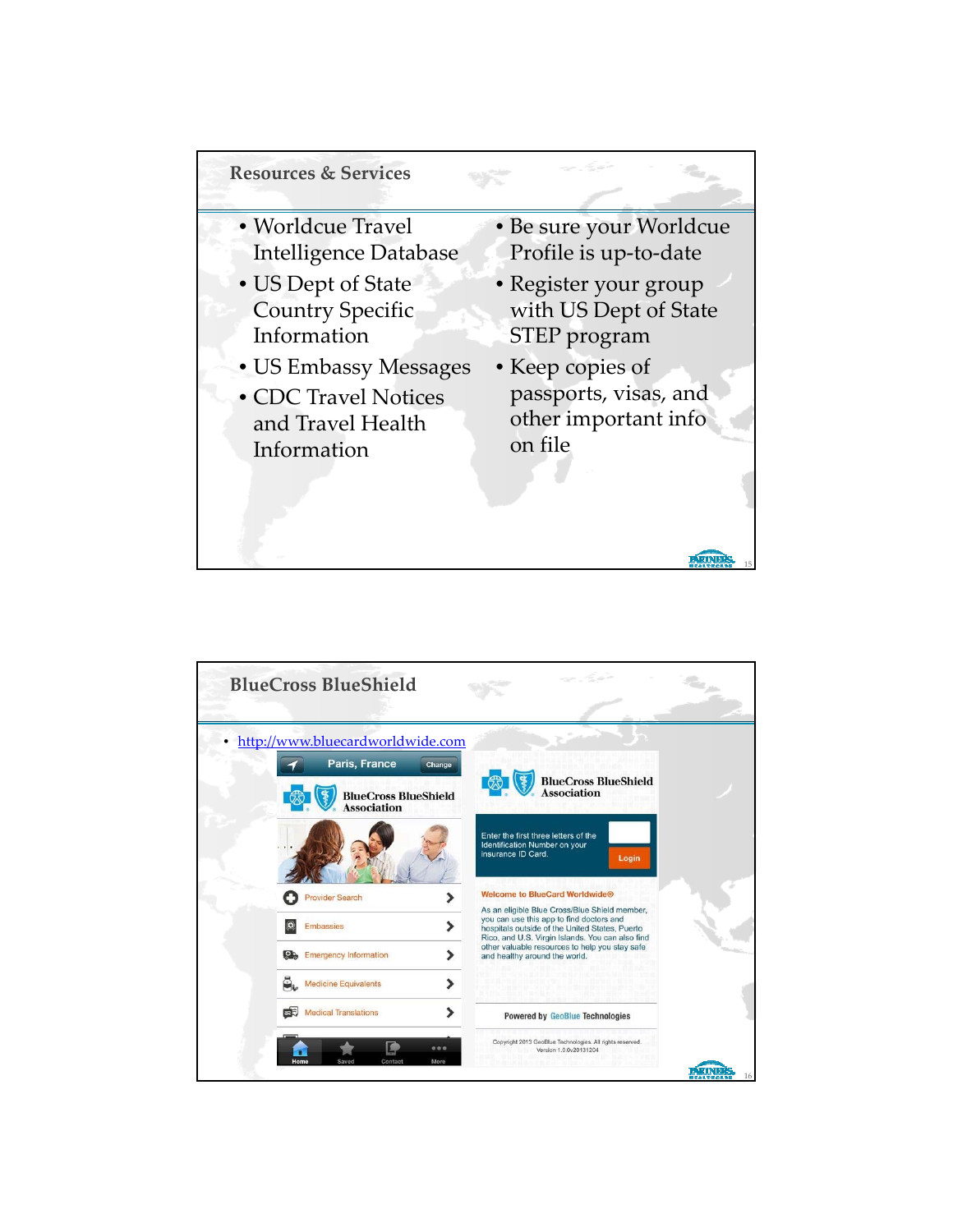## Resources & Services

- Worldcue Travel Intelligence Database
- US Dept of State Country Specific Information
- US Embassy Messages
- CDC Travel Notices and Travel Health Information
- Be sure your Worldcue Profile is up-to-date
- Register your group with US Dept of State STEP program
- Keep copies of passports, visas, and other important info on file

## BlueCross BlueShield

- http://www.bluecardworldwide.com

Paris, France | Change

BlueCross BlueShield Association

- Provider Search
- Embassies
- Emergency Information
- Medicine Equivalents
- Medical Translations

Home | Saved | Contact | More

BlueCross BlueShield Association

Enter the first three letters of the Identification Number on your insurance ID Card.

Login

Welcome to BlueCard Worldwide®

As an eligible Blue Cross/Blue Shield member, you can use this app to find doctors and hospitals outside of the United States, Puerto Rico, and U.S. Virgin Islands. You can also find other valuable resources to help you stay safe and healthy around the world.

Powered by GeoBlue Technologies

Copyright 2013 GeoBlue Technologies. All rights reserved.
Version 1.0.0v20131204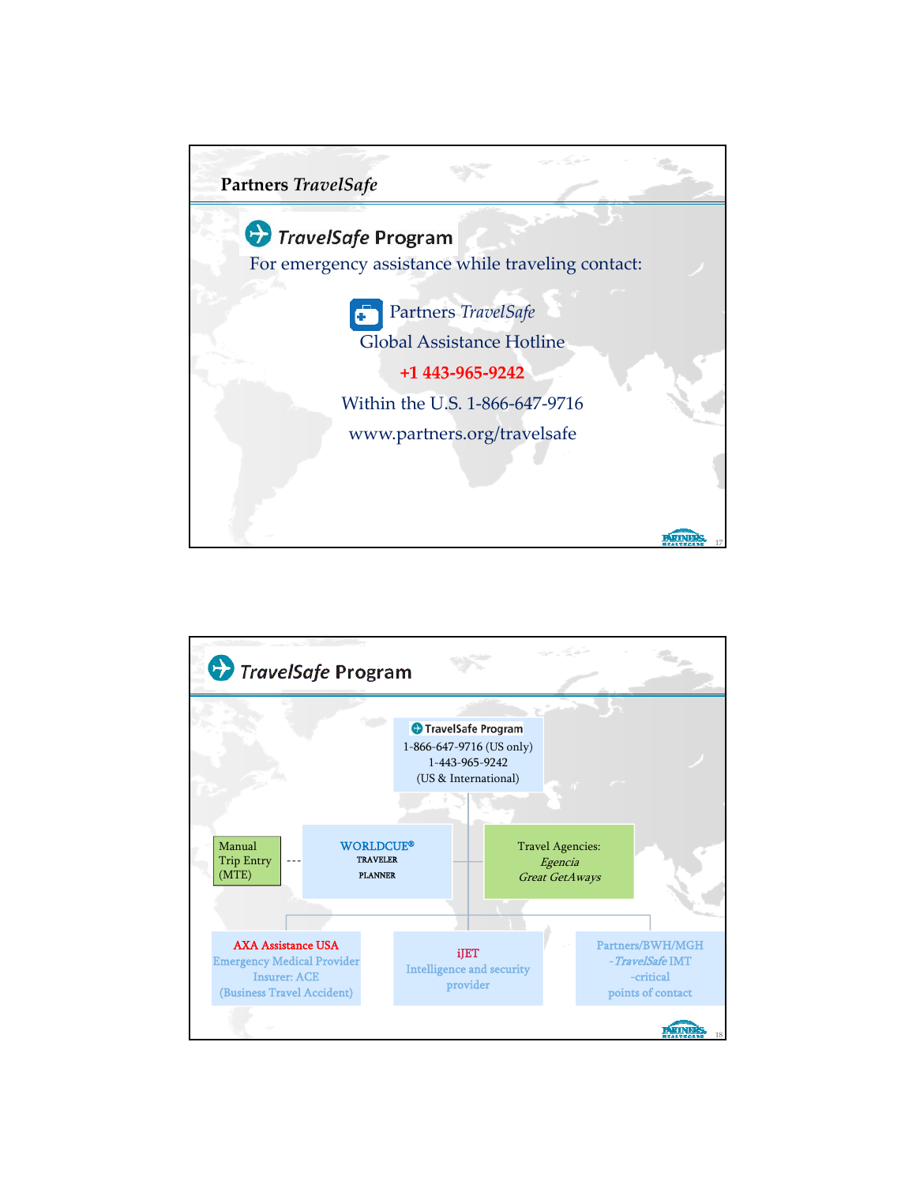## Partners *TravelSafe*

### *TravelSafe* Program

For emergency assistance while traveling contact:

Partners *TravelSafe*
Global Assistance Hotline

**+1 443-965-9242**

Within the U.S. 1-866-647-9716

www.partners.org/travelsafe

---

## *TravelSafe* Program

**TravelSafe Program**
1-866-647-9716 (US only)
1-443-965-9242
(US & International)

Manual Trip Entry (MTE) --- WORLDCUE® TRAVELER PLANNER

Travel Agencies:
*Egencia*
*Great GetAways*

AXA Assistance USA
Emergency Medical Provider
Insurer: ACE
(Business Travel Accident)

iJET
Intelligence and security provider

Partners/BWH/MGH
- *TravelSafe* IMT
-critical
points of contact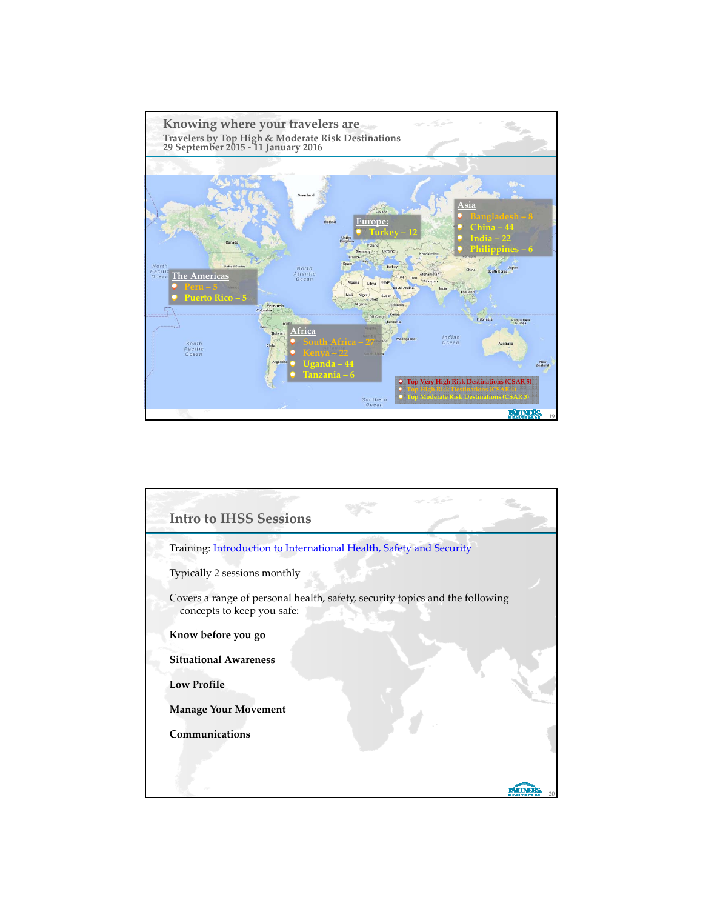## Knowing where your travelers are

### Travelers by Top High & Moderate Risk Destinations
29 September 2015 - 11 January 2016

**Asia**
- Bangladesh – 8
- China – 44
- India – 22
- Philippines – 6

**Europe:**
- Turkey – 12

**The Americas**
- Peru – 5
- Puerto Rico – 5

**Africa**
- South Africa – 27
- Kenya – 22
- Uganda – 44
- Tanzania – 6

- Top Very High Risk Destinations (CSAR 5)
- Top High Risk Destinations (CSAR 4)
- Top Moderate Risk Destinations (CSAR 3)

## Intro to IHSS Sessions

Training: Introduction to International Health, Safety and Security

Typically 2 sessions monthly

Covers a range of personal health, safety, security topics and the following concepts to keep you safe:

**Know before you go**

**Situational Awareness**

**Low Profile**

**Manage Your Movement**

**Communications**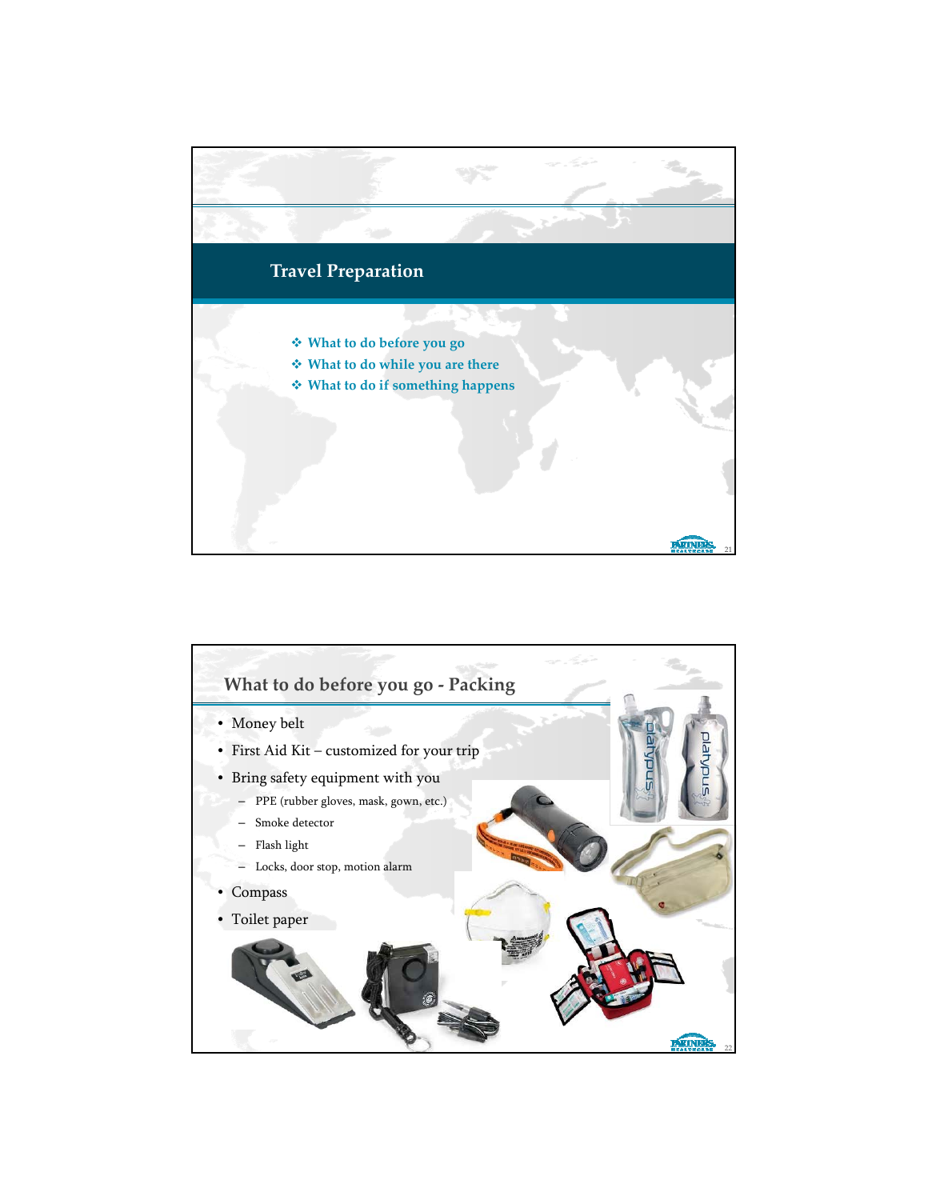## Travel Preparation

- ❖ What to do before you go
- ❖ What to do while you are there
- ❖ What to do if something happens

## What to do before you go - Packing

- Money belt
- First Aid Kit – customized for your trip
- Bring safety equipment with you
  - PPE (rubber gloves, mask, gown, etc.)
  - Smoke detector
  - Flash light
  - Locks, door stop, motion alarm
- Compass
- Toilet paper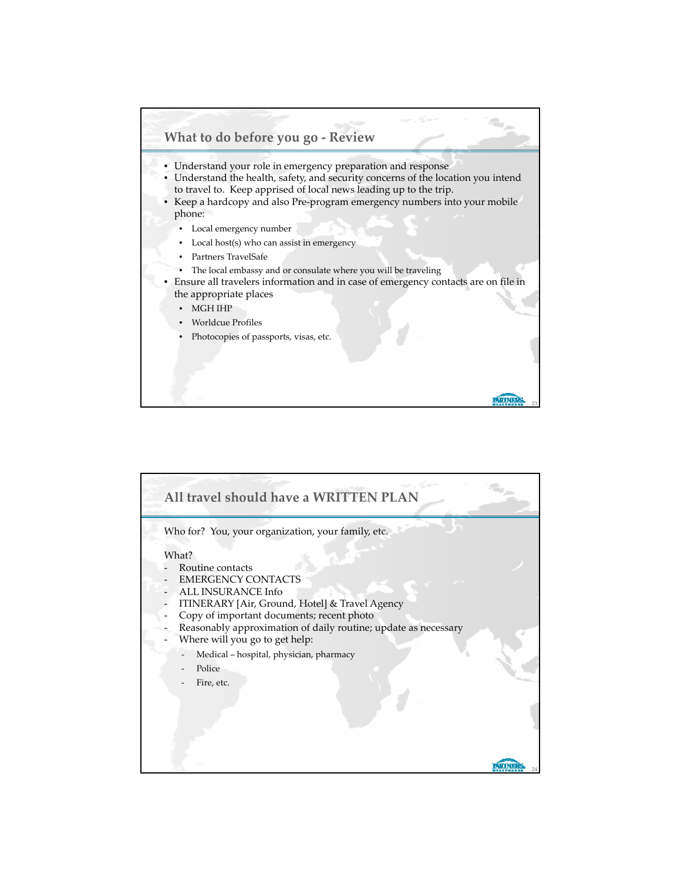## What to do before you go - Review

- Understand your role in emergency preparation and response
- Understand the health, safety, and security concerns of the location you intend to travel to. Keep apprised of local news leading up to the trip.
- Keep a hardcopy and also Pre-program emergency numbers into your mobile phone:
  - Local emergency number
  - Local host(s) who can assist in emergency
  - Partners TravelSafe
  - The local embassy and or consulate where you will be traveling
- Ensure all travelers information and in case of emergency contacts are on file in the appropriate places
  - MGH IHP
  - Worldcue Profiles
  - Photocopies of passports, visas, etc.

## All travel should have a WRITTEN PLAN

Who for? You, your organization, your family, etc.

What?

- Routine contacts
- EMERGENCY CONTACTS
- ALL INSURANCE Info
- ITINERARY [Air, Ground, Hotel] & Travel Agency
- Copy of important documents; recent photo
- Reasonably approximation of daily routine; update as necessary
- Where will you go to get help:
  - Medical – hospital, physician, pharmacy
  - Police
  - Fire, etc.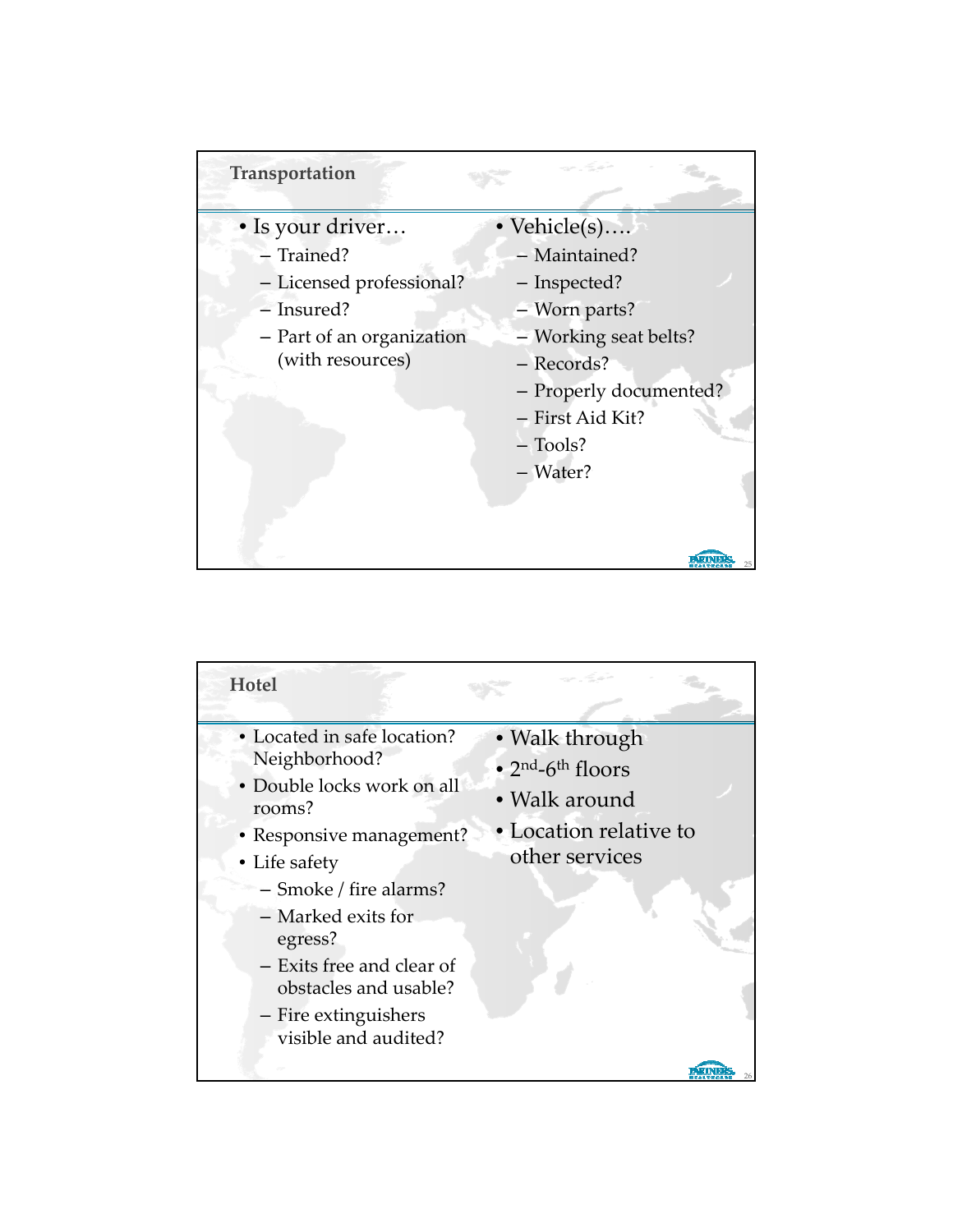## Transportation

- Is your driver…
  - Trained?
  - Licensed professional?
  - Insured?
  - Part of an organization (with resources)
- Vehicle(s)….
  - Maintained?
  - Inspected?
  - Worn parts?
  - Working seat belts?
  - Records?
  - Properly documented?
  - First Aid Kit?
  - Tools?
  - Water?

## Hotel

- Located in safe location? Neighborhood?
- Double locks work on all rooms?
- Responsive management?
- Life safety
  - Smoke / fire alarms?
  - Marked exits for egress?
  - Exits free and clear of obstacles and usable?
  - Fire extinguishers visible and audited?
- Walk through
- 2nd-6th floors
- Walk around
- Location relative to other services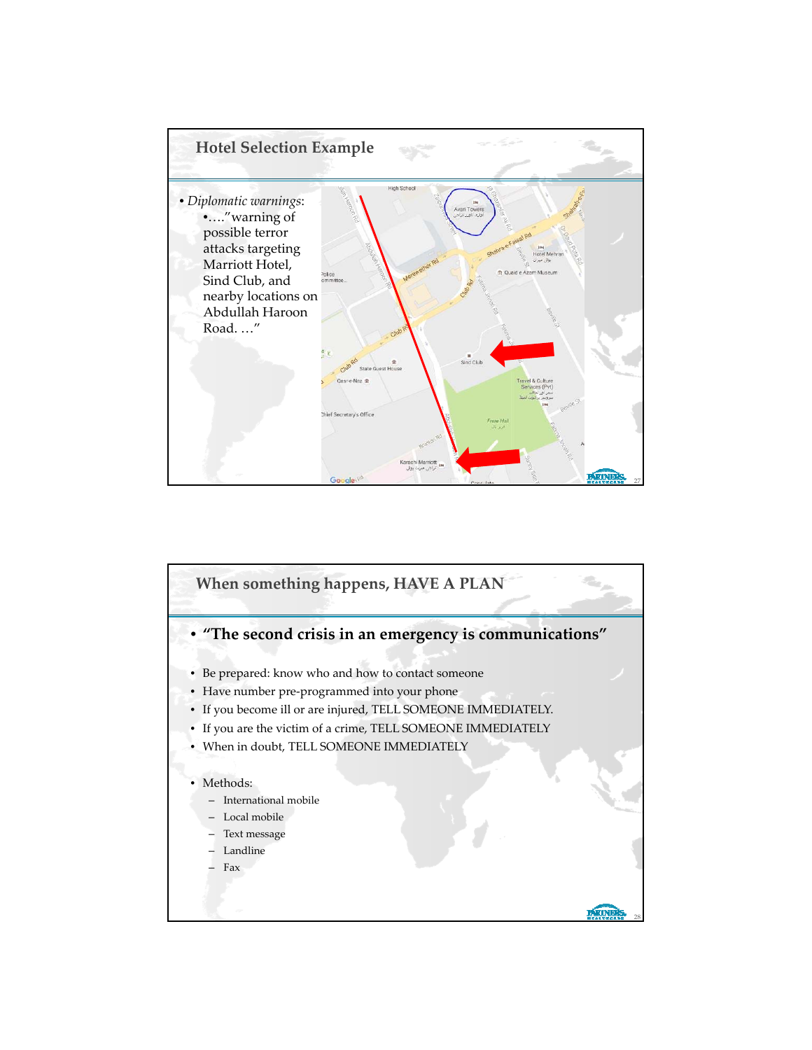## Hotel Selection Example

- *Diplomatic warnings*:
  - …."warning of possible terror attacks targeting Marriott Hotel, Sind Club, and nearby locations on Abdullah Haroon Road. …"

## When something happens, HAVE A PLAN

- **"The second crisis in an emergency is communications"**

- Be prepared: know who and how to contact someone
- Have number pre-programmed into your phone
- If you become ill or are injured, TELL SOMEONE IMMEDIATELY.
- If you are the victim of a crime, TELL SOMEONE IMMEDIATELY
- When in doubt, TELL SOMEONE IMMEDIATELY

- Methods:
  - International mobile
  - Local mobile
  - Text message
  - Landline
  - Fax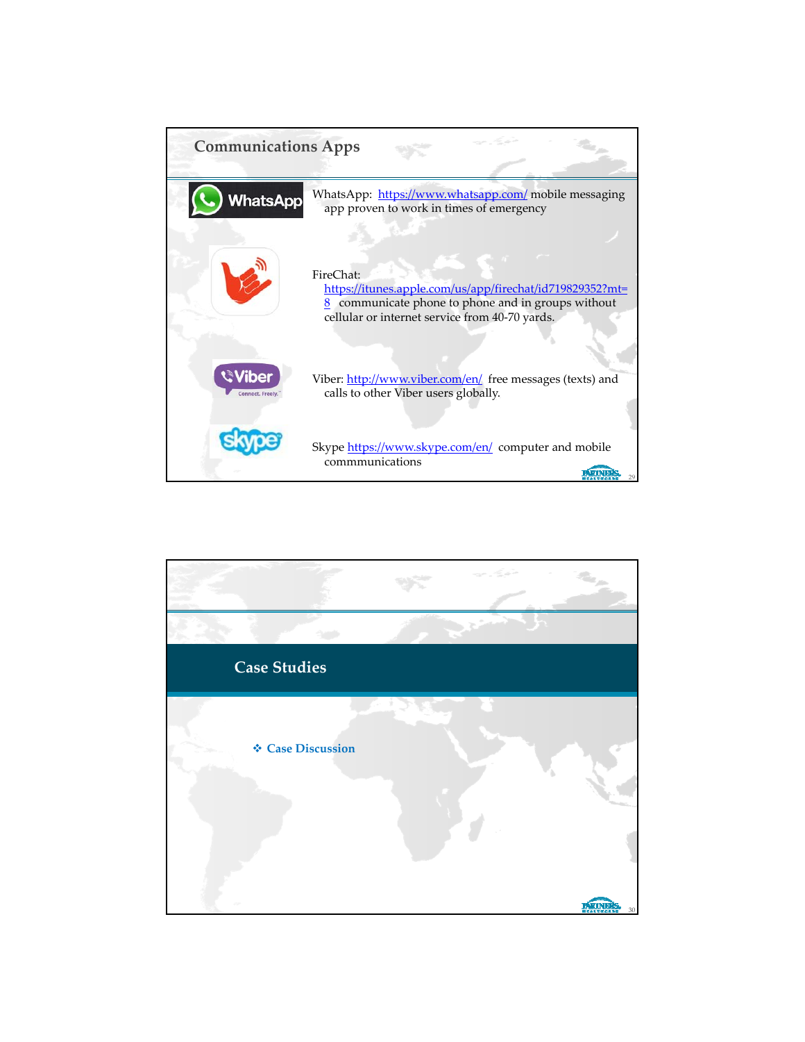## Communications Apps

WhatsApp: https://www.whatsapp.com/ mobile messaging app proven to work in times of emergency

FireChat: https://itunes.apple.com/us/app/firechat/id719829352?mt=8 communicate phone to phone and in groups without cellular or internet service from 40-70 yards.

Viber: http://www.viber.com/en/ free messages (texts) and calls to other Viber users globally.

Skype https://www.skype.com/en/ computer and mobile commmunications

## Case Studies

- Case Discussion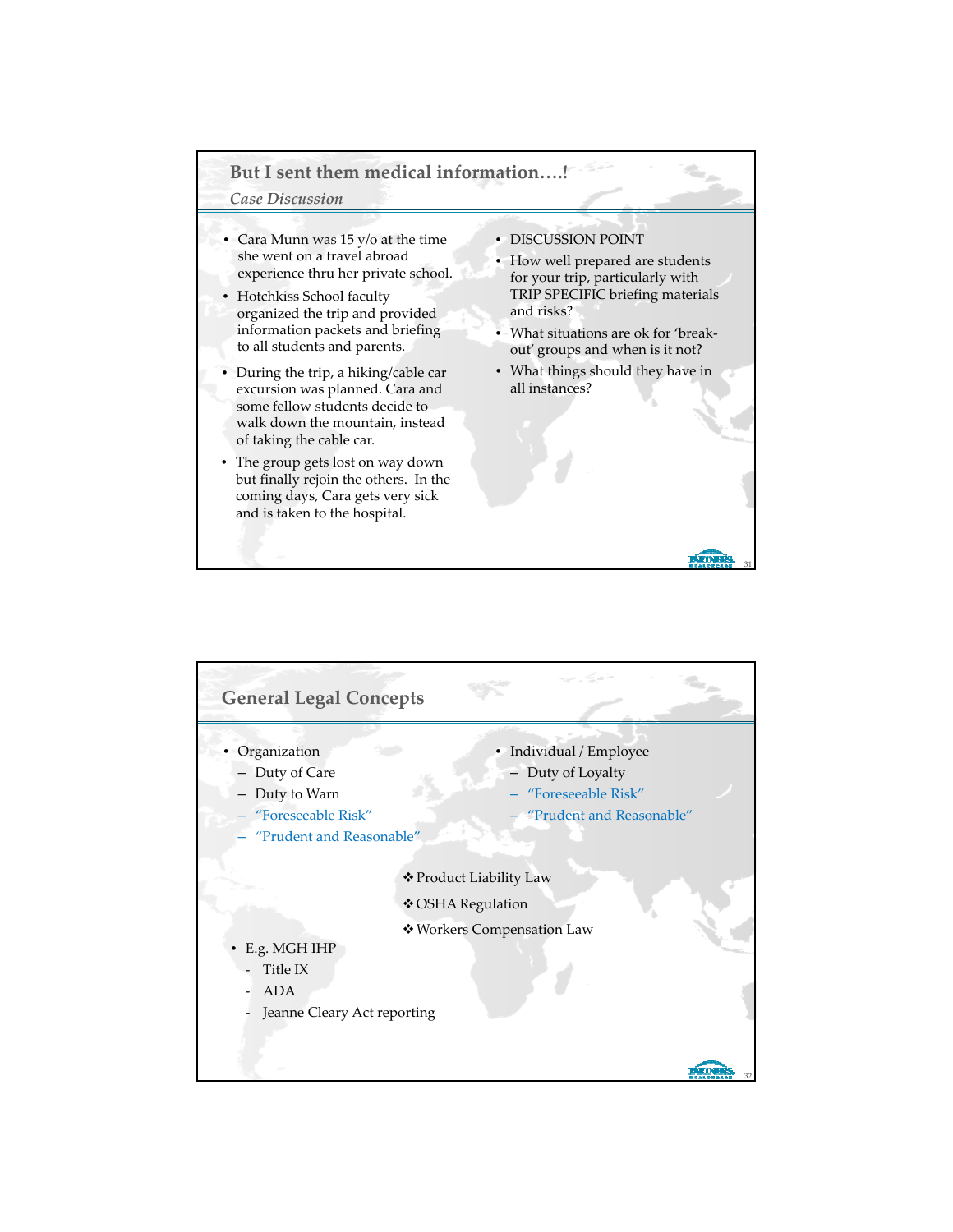## But I sent them medical information….!

*Case Discussion*

- Cara Munn was 15 y/o at the time she went on a travel abroad experience thru her private school.
- Hotchkiss School faculty organized the trip and provided information packets and briefing to all students and parents.
- During the trip, a hiking/cable car excursion was planned. Cara and some fellow students decide to walk down the mountain, instead of taking the cable car.
- The group gets lost on way down but finally rejoin the others. In the coming days, Cara gets very sick and is taken to the hospital.

- DISCUSSION POINT
- How well prepared are students for your trip, particularly with TRIP SPECIFIC briefing materials and risks?
- What situations are ok for 'break-out' groups and when is it not?
- What things should they have in all instances?

## General Legal Concepts

- Organization
  - Duty of Care
  - Duty to Warn
  - "Foreseeable Risk"
  - "Prudent and Reasonable"

- Individual / Employee
  - Duty of Loyalty
  - "Foreseeable Risk"
  - "Prudent and Reasonable"

❖ Product Liability Law

❖ OSHA Regulation

❖ Workers Compensation Law

- E.g. MGH IHP
  - Title IX
  - ADA
  - Jeanne Cleary Act reporting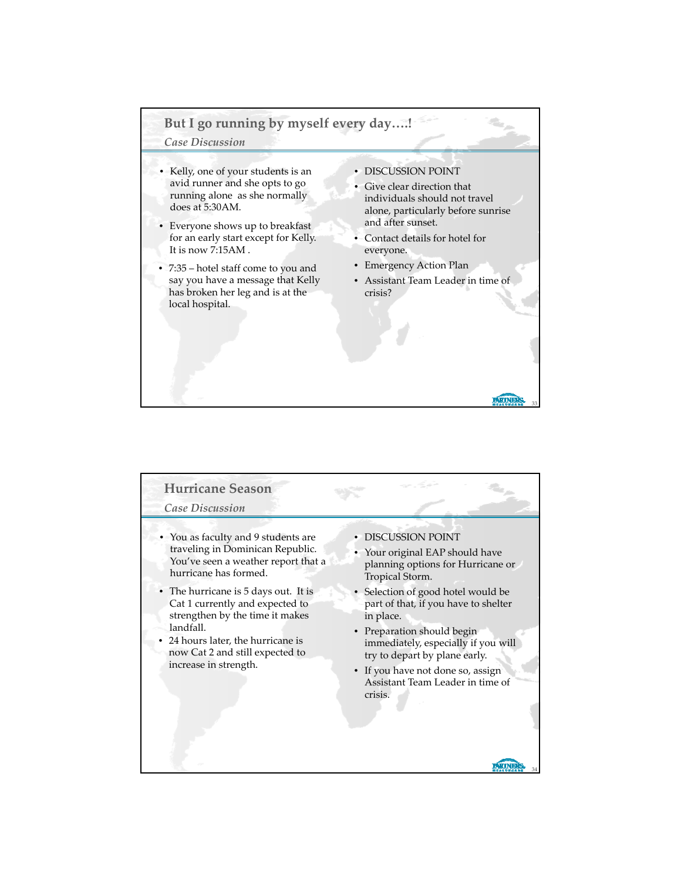## But I go running by myself every day….!

*Case Discussion*

- Kelly, one of your students is an avid runner and she opts to go running alone as she normally does at 5:30AM.
- Everyone shows up to breakfast for an early start except for Kelly. It is now 7:15AM .
- 7:35 – hotel staff come to you and say you have a message that Kelly has broken her leg and is at the local hospital.

- DISCUSSION POINT
- Give clear direction that individuals should not travel alone, particularly before sunrise and after sunset.
- Contact details for hotel for everyone.
- Emergency Action Plan
- Assistant Team Leader in time of crisis?

## Hurricane Season

*Case Discussion*

- You as faculty and 9 students are traveling in Dominican Republic. You've seen a weather report that a hurricane has formed.
- The hurricane is 5 days out. It is Cat 1 currently and expected to strengthen by the time it makes landfall.
- 24 hours later, the hurricane is now Cat 2 and still expected to increase in strength.

- DISCUSSION POINT
- Your original EAP should have planning options for Hurricane or Tropical Storm.
- Selection of good hotel would be part of that, if you have to shelter in place.
- Preparation should begin immediately, especially if you will try to depart by plane early.
- If you have not done so, assign Assistant Team Leader in time of crisis.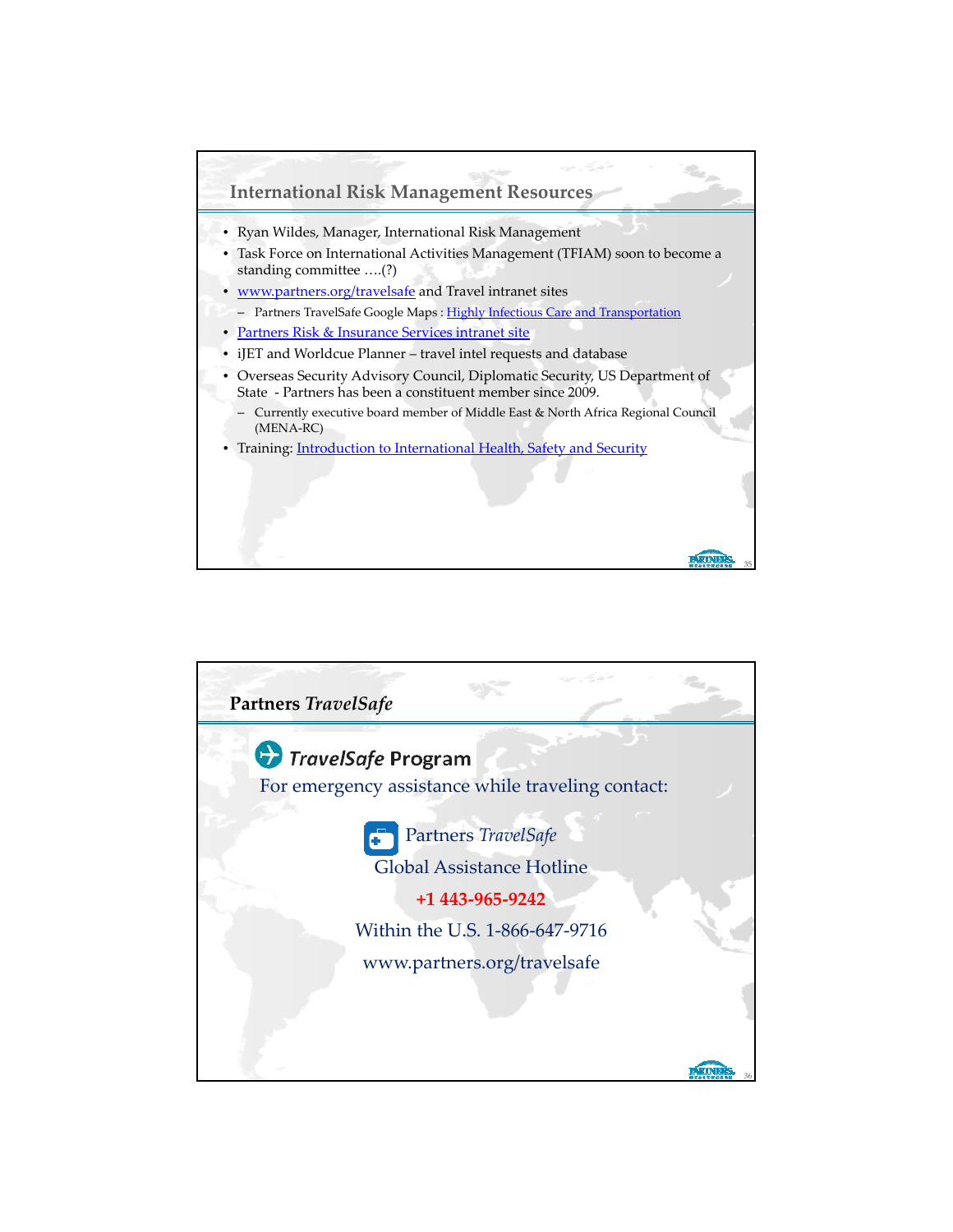## International Risk Management Resources

- Ryan Wildes, Manager, International Risk Management
- Task Force on International Activities Management (TFIAM) soon to become a standing committee ….(?)
- www.partners.org/travelsafe and Travel intranet sites
  - Partners TravelSafe Google Maps : Highly Infectious Care and Transportation
- Partners Risk & Insurance Services intranet site
- iJET and Worldcue Planner – travel intel requests and database
- Overseas Security Advisory Council, Diplomatic Security, US Department of State - Partners has been a constituent member since 2009.
  - Currently executive board member of Middle East & North Africa Regional Council (MENA-RC)
- Training: Introduction to International Health, Safety and Security

## Partners *TravelSafe*

*TravelSafe* **Program**

For emergency assistance while traveling contact:

Partners *TravelSafe*

Global Assistance Hotline

**+1 443-965-9242**

Within the U.S. 1-866-647-9716

www.partners.org/travelsafe